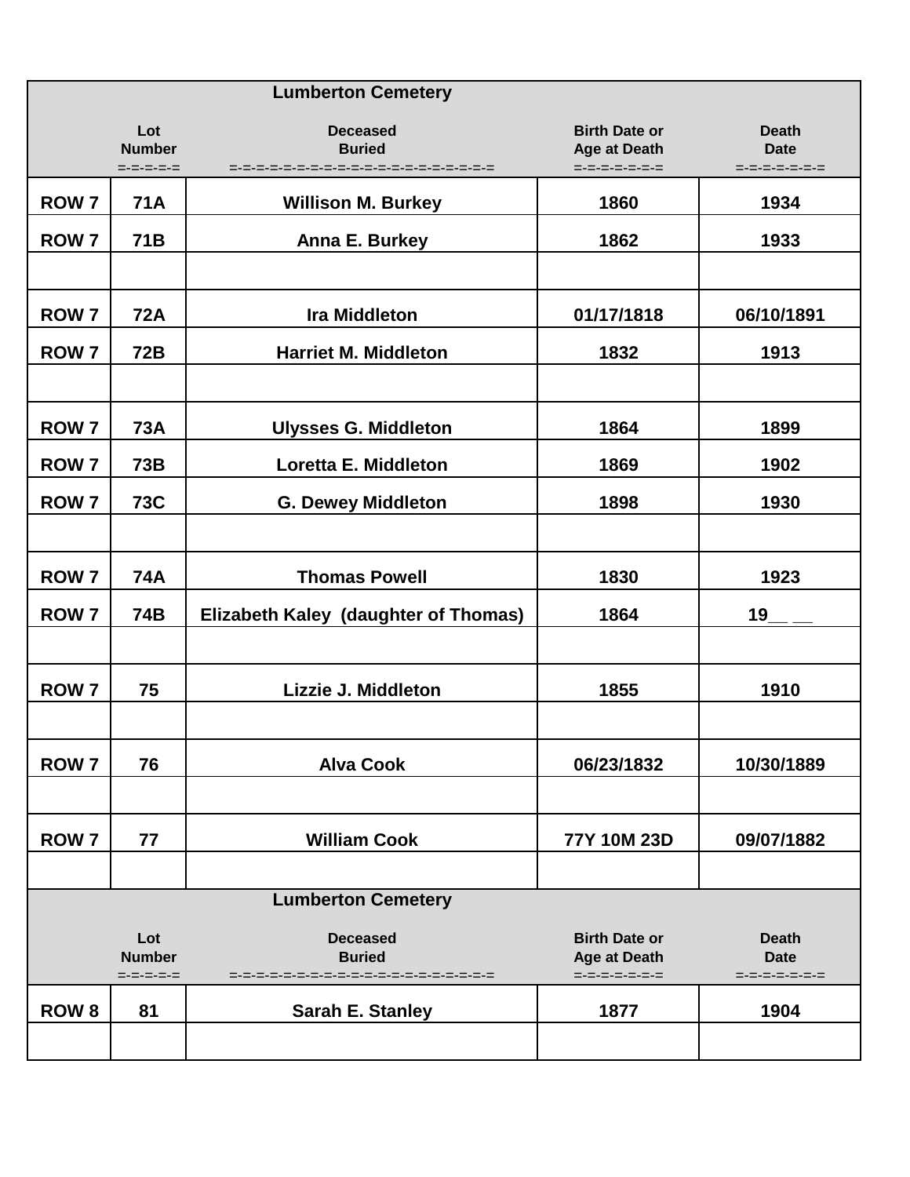| Lumberton Cemetery | | | | |
|---|---|---|---|---|
| | Lot Number =-=-=-=-= | Deceased Buried =-=-=-=-=-=-=-=-=-=-=-=-=-=-=-=-=-=-=-=-=-=-= | Birth Date or Age at Death =-=-=-=-=-=-= | Death Date =-=-=-=-=-=-= |
| ROW 7 | 71A | Willison M. Burkey | 1860 | 1934 |
| ROW 7 | 71B | Anna E. Burkey | 1862 | 1933 |
| | | | | |
| ROW 7 | 72A | Ira Middleton | 01/17/1818 | 06/10/1891 |
| ROW 7 | 72B | Harriet M. Middleton | 1832 | 1913 |
| | | | | |
| ROW 7 | 73A | Ulysses G. Middleton | 1864 | 1899 |
| ROW 7 | 73B | Loretta E. Middleton | 1869 | 1902 |
| ROW 7 | 73C | G. Dewey Middleton | 1898 | 1930 |
| | | | | |
| ROW 7 | 74A | Thomas Powell | 1830 | 1923 |
| ROW 7 | 74B | Elizabeth Kaley (daughter of Thomas) | 1864 | 19__ __ |
| | | | | |
| ROW 7 | 75 | Lizzie J. Middleton | 1855 | 1910 |
| | | | | |
| ROW 7 | 76 | Alva Cook | 06/23/1832 | 10/30/1889 |
| | | | | |
| ROW 7 | 77 | William Cook | 77Y 10M 23D | 09/07/1882 |
| | | | | |

| Lumberton Cemetery | | | | |
|---|---|---|---|---|
| | Lot Number =-=-=-=-= | Deceased Buried =-=-=-=-=-=-=-=-=-=-=-=-=-=-=-=-=-=-=-=-=-=-= | Birth Date or Age at Death =-=-=-=-=-=-= | Death Date =-=-=-=-=-=-= |
| ROW 8 | 81 | Sarah E. Stanley | 1877 | 1904 |
| | | | | |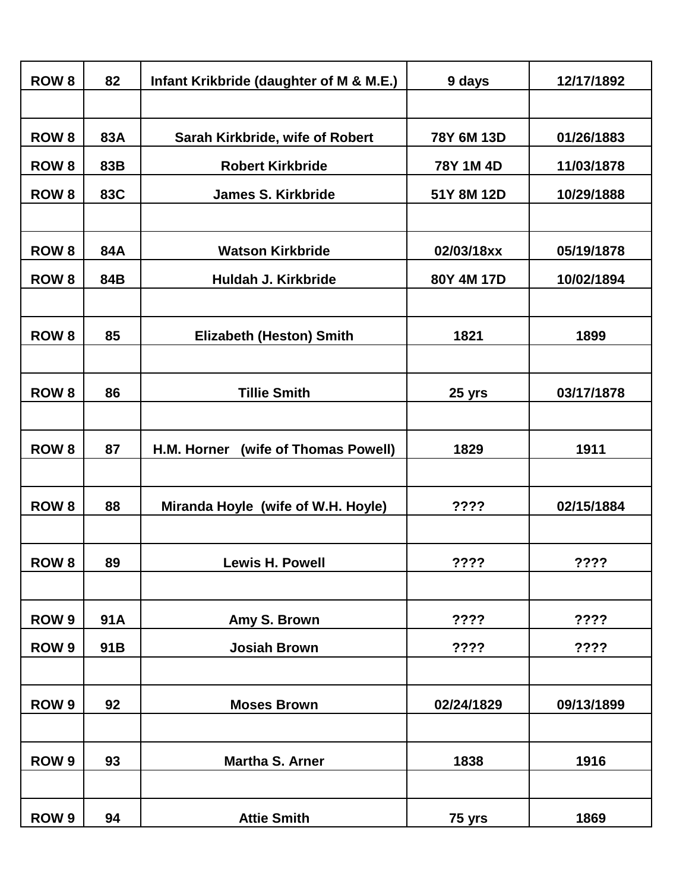| ROW 8 | 82 | Infant Krikbride (daughter of M & M.E.) | 9 days | 12/17/1892 |
|---|---|---|---|---|
| | | | | |
| ROW 8 | 83A | Sarah Kirkbride, wife of Robert | 78Y 6M 13D | 01/26/1883 |
| ROW 8 | 83B | Robert Kirkbride | 78Y 1M 4D | 11/03/1878 |
| ROW 8 | 83C | James S. Kirkbride | 51Y 8M 12D | 10/29/1888 |
| | | | | |
| ROW 8 | 84A | Watson Kirkbride | 02/03/18xx | 05/19/1878 |
| ROW 8 | 84B | Huldah J. Kirkbride | 80Y 4M 17D | 10/02/1894 |
| | | | | |
| ROW 8 | 85 | Elizabeth (Heston) Smith | 1821 | 1899 |
| | | | | |
| ROW 8 | 86 | Tillie Smith | 25 yrs | 03/17/1878 |
| | | | | |
| ROW 8 | 87 | H.M. Horner (wife of Thomas Powell) | 1829 | 1911 |
| | | | | |
| ROW 8 | 88 | Miranda Hoyle (wife of W.H. Hoyle) | ???? | 02/15/1884 |
| | | | | |
| ROW 8 | 89 | Lewis H. Powell | ???? | ???? |
| | | | | |
| ROW 9 | 91A | Amy S. Brown | ???? | ???? |
| ROW 9 | 91B | Josiah Brown | ???? | ???? |
| | | | | |
| ROW 9 | 92 | Moses Brown | 02/24/1829 | 09/13/1899 |
| | | | | |
| ROW 9 | 93 | Martha S. Arner | 1838 | 1916 |
| | | | | |
| ROW 9 | 94 | Attie Smith | 75 yrs | 1869 |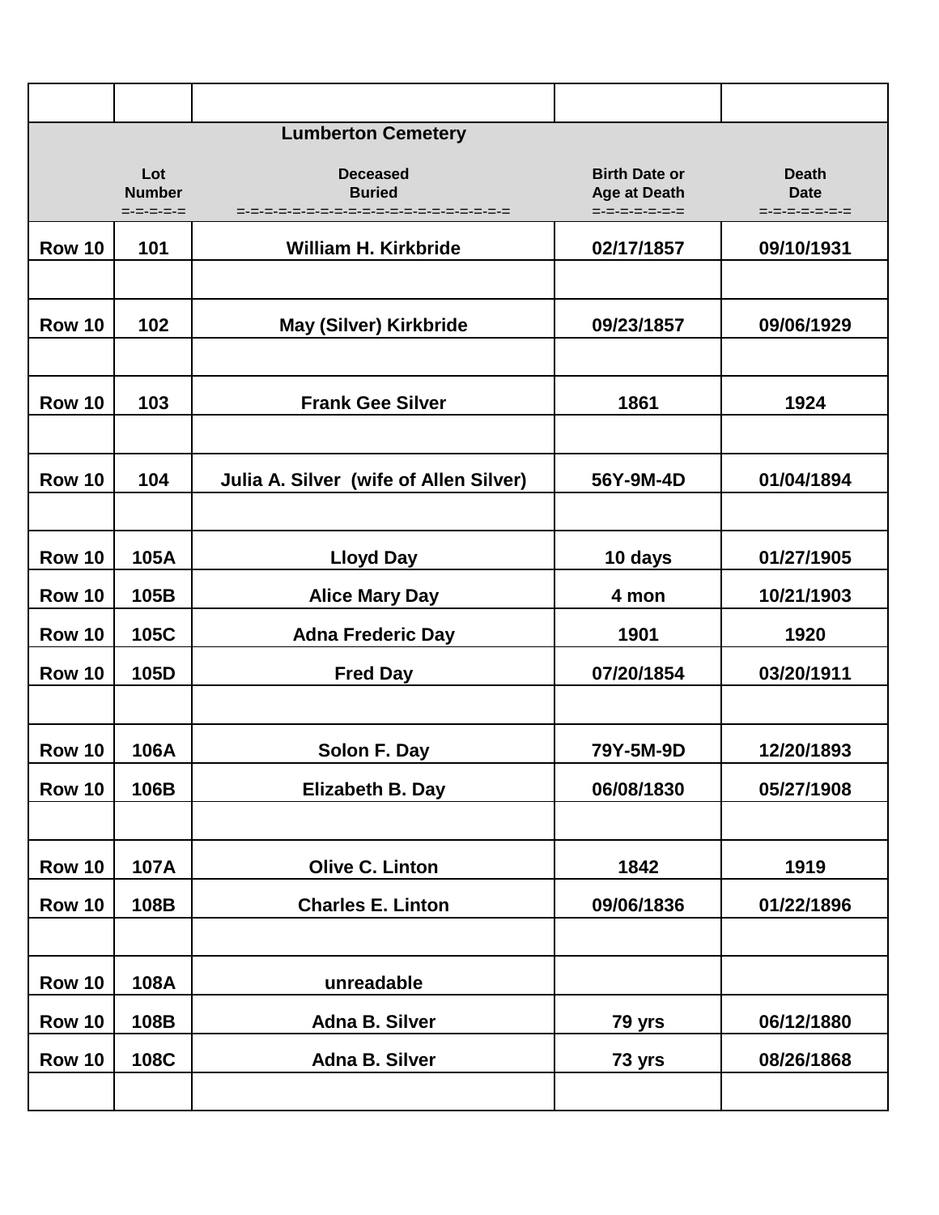| | | | | |
|---|---|---|---|---|
| | | **Lumberton Cemetery** | | |
| | **Lot Number** | **Deceased Buried** | **Birth Date or Age at Death** | **Death Date** |
| | =-=-=-=-= | =-=-=-=-=-=-=-=-=-=-=-=-=-=-=-=-=-= | =-=-=-=-=-=-= | =-=-=-=-=-=-= |
| **Row 10** | **101** | **William H. Kirkbride** | **02/17/1857** | **09/10/1931** |
| | | | | |
| **Row 10** | **102** | **May (Silver) Kirkbride** | **09/23/1857** | **09/06/1929** |
| | | | | |
| **Row 10** | **103** | **Frank Gee Silver** | **1861** | **1924** |
| | | | | |
| **Row 10** | **104** | **Julia A. Silver (wife of Allen Silver)** | **56Y-9M-4D** | **01/04/1894** |
| | | | | |
| **Row 10** | **105A** | **Lloyd Day** | **10 days** | **01/27/1905** |
| **Row 10** | **105B** | **Alice Mary Day** | **4 mon** | **10/21/1903** |
| **Row 10** | **105C** | **Adna Frederic Day** | **1901** | **1920** |
| **Row 10** | **105D** | **Fred Day** | **07/20/1854** | **03/20/1911** |
| | | | | |
| **Row 10** | **106A** | **Solon F. Day** | **79Y-5M-9D** | **12/20/1893** |
| **Row 10** | **106B** | **Elizabeth B. Day** | **06/08/1830** | **05/27/1908** |
| | | | | |
| **Row 10** | **107A** | **Olive C. Linton** | **1842** | **1919** |
| **Row 10** | **108B** | **Charles E. Linton** | **09/06/1836** | **01/22/1896** |
| | | | | |
| **Row 10** | **108A** | **unreadable** | | |
| **Row 10** | **108B** | **Adna B. Silver** | **79 yrs** | **06/12/1880** |
| **Row 10** | **108C** | **Adna B. Silver** | **73 yrs** | **08/26/1868** |
| | | | | |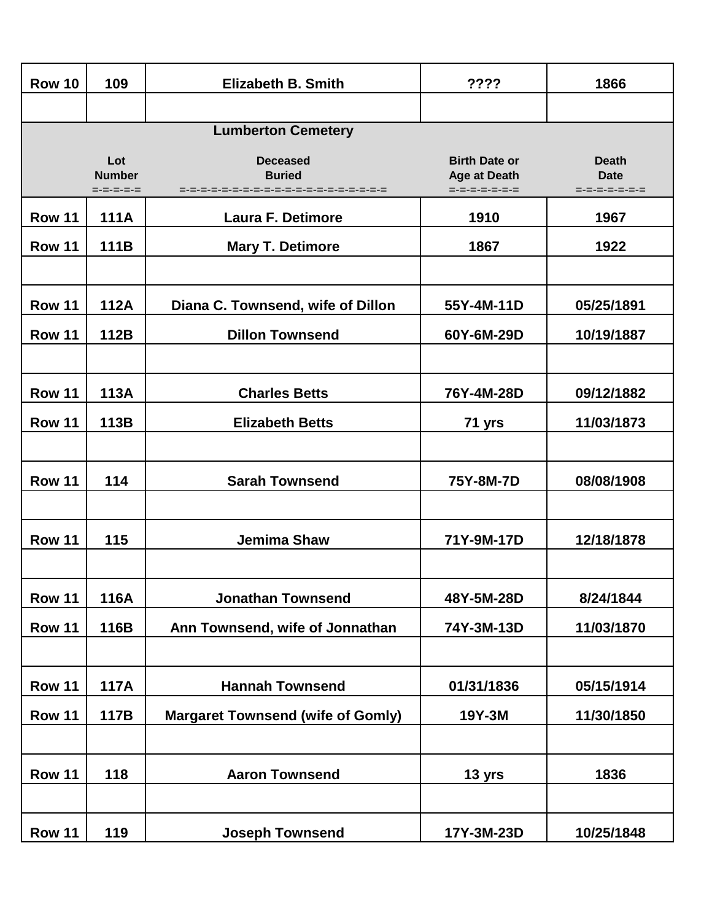| Row 10 | 109 | Elizabeth B. Smith | ???? | 1866 |
|---|---|---|---|---|
| | | | | |

**Lumberton Cemetery**

| | Lot Number | Deceased Buried | Birth Date or Age at Death | Death Date |
|---|---|---|---|---|
| | =-=-=-=-= | =-=-=-=-=-=-=-=-=-=-=-=-=-=-=-=-=-= | =-=-=-=-=-=-= | =-=-=-=-=-=-= |
| Row 11 | 111A | Laura F. Detimore | 1910 | 1967 |
| Row 11 | 111B | Mary T. Detimore | 1867 | 1922 |
| | | | | |
| Row 11 | 112A | Diana C. Townsend, wife of Dillon | 55Y-4M-11D | 05/25/1891 |
| Row 11 | 112B | Dillon Townsend | 60Y-6M-29D | 10/19/1887 |
| | | | | |
| Row 11 | 113A | Charles Betts | 76Y-4M-28D | 09/12/1882 |
| Row 11 | 113B | Elizabeth Betts | 71 yrs | 11/03/1873 |
| | | | | |
| Row 11 | 114 | Sarah Townsend | 75Y-8M-7D | 08/08/1908 |
| | | | | |
| Row 11 | 115 | Jemima Shaw | 71Y-9M-17D | 12/18/1878 |
| | | | | |
| Row 11 | 116A | Jonathan Townsend | 48Y-5M-28D | 8/24/1844 |
| Row 11 | 116B | Ann Townsend, wife of Jonnathan | 74Y-3M-13D | 11/03/1870 |
| | | | | |
| Row 11 | 117A | Hannah Townsend | 01/31/1836 | 05/15/1914 |
| Row 11 | 117B | Margaret Townsend (wife of Gomly) | 19Y-3M | 11/30/1850 |
| | | | | |
| Row 11 | 118 | Aaron Townsend | 13 yrs | 1836 |
| | | | | |
| Row 11 | 119 | Joseph Townsend | 17Y-3M-23D | 10/25/1848 |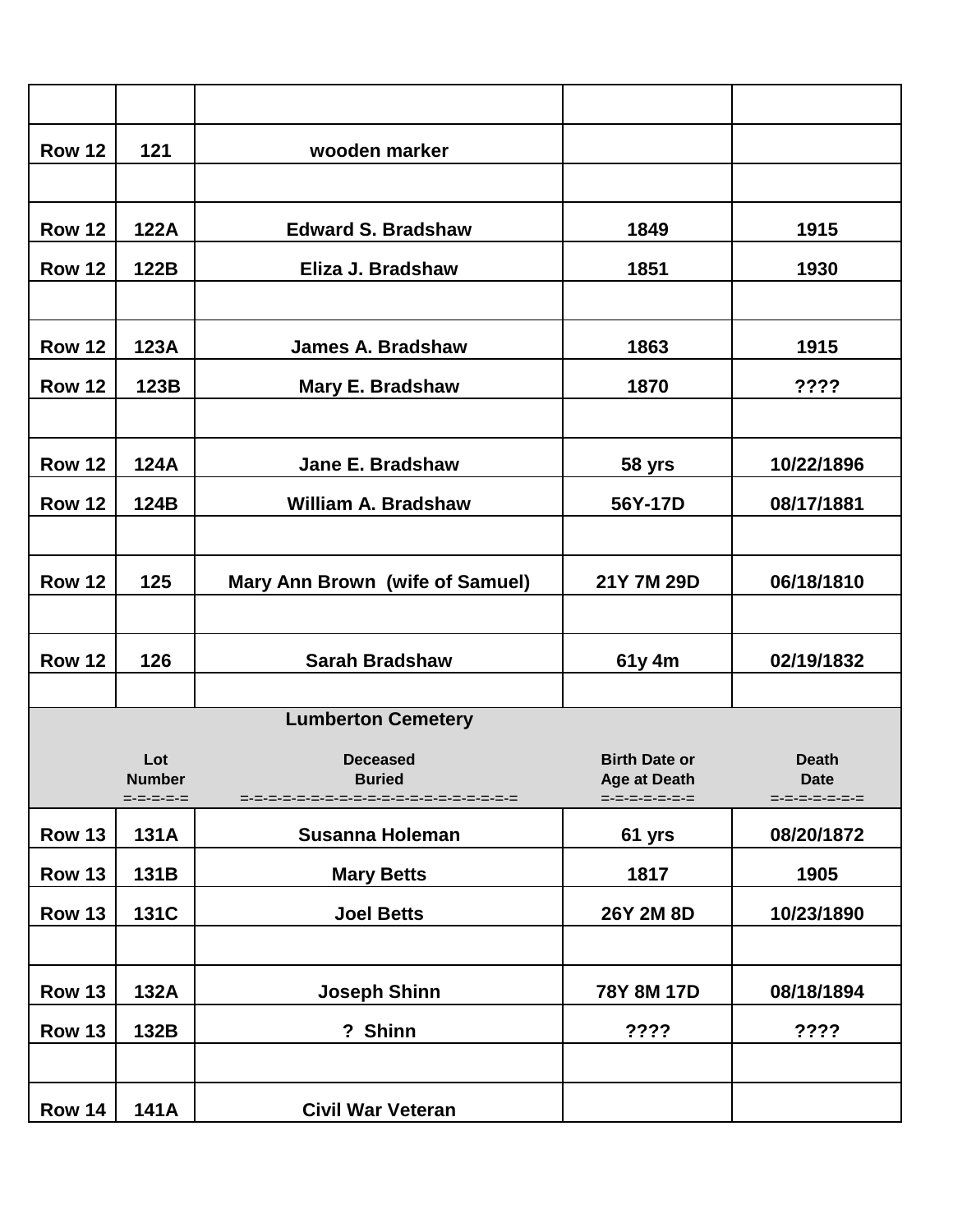| | | | | |
|---|---|---|---|---|
| Row 12 | 121 | wooden marker | | |
| | | | | |
| Row 12 | 122A | Edward S. Bradshaw | 1849 | 1915 |
| Row 12 | 122B | Eliza J. Bradshaw | 1851 | 1930 |
| | | | | |
| Row 12 | 123A | James A. Bradshaw | 1863 | 1915 |
| Row 12 | 123B | Mary E. Bradshaw | 1870 | ???? |
| | | | | |
| Row 12 | 124A | Jane E. Bradshaw | 58 yrs | 10/22/1896 |
| Row 12 | 124B | William A. Bradshaw | 56Y-17D | 08/17/1881 |
| | | | | |
| Row 12 | 125 | Mary Ann Brown (wife of Samuel) | 21Y 7M 29D | 06/18/1810 |
| | | | | |
| Row 12 | 126 | Sarah Bradshaw | 61y 4m | 02/19/1832 |
| | | | | |

**Lumberton Cemetery**

| | Lot Number | Deceased Buried | Birth Date or Age at Death | Death Date |
|---|---|---|---|---|
| Row 13 | 131A | Susanna Holeman | 61 yrs | 08/20/1872 |
| Row 13 | 131B | Mary Betts | 1817 | 1905 |
| Row 13 | 131C | Joel Betts | 26Y 2M 8D | 10/23/1890 |
| | | | | |
| Row 13 | 132A | Joseph Shinn | 78Y 8M 17D | 08/18/1894 |
| Row 13 | 132B | ? Shinn | ???? | ???? |
| | | | | |
| Row 14 | 141A | Civil War Veteran | | |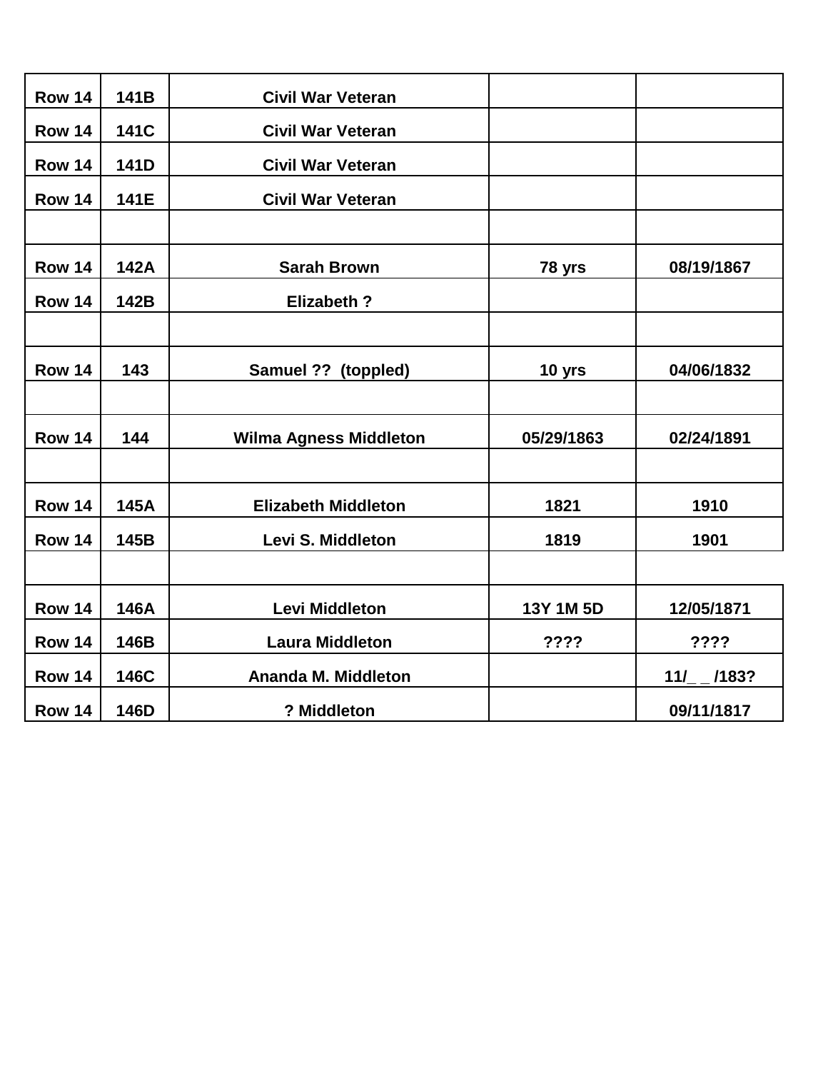| | | | | |
|---|---|---|---|---|
| Row 14 | 141B | Civil War Veteran | | |
| Row 14 | 141C | Civil War Veteran | | |
| Row 14 | 141D | Civil War Veteran | | |
| Row 14 | 141E | Civil War Veteran | | |
| | | | | |
| Row 14 | 142A | Sarah Brown | 78 yrs | 08/19/1867 |
| Row 14 | 142B | Elizabeth ? | | |
| | | | | |
| Row 14 | 143 | Samuel ?? (toppled) | 10 yrs | 04/06/1832 |
| | | | | |
| Row 14 | 144 | Wilma Agness Middleton | 05/29/1863 | 02/24/1891 |
| | | | | |
| Row 14 | 145A | Elizabeth Middleton | 1821 | 1910 |
| Row 14 | 145B | Levi S. Middleton | 1819 | 1901 |
| | | | | |
| Row 14 | 146A | Levi Middleton | 13Y 1M 5D | 12/05/1871 |
| Row 14 | 146B | Laura Middleton | ???? | ???? |
| Row 14 | 146C | Ananda M. Middleton | | 11/_ _ /183? |
| Row 14 | 146D | ? Middleton | | 09/11/1817 |